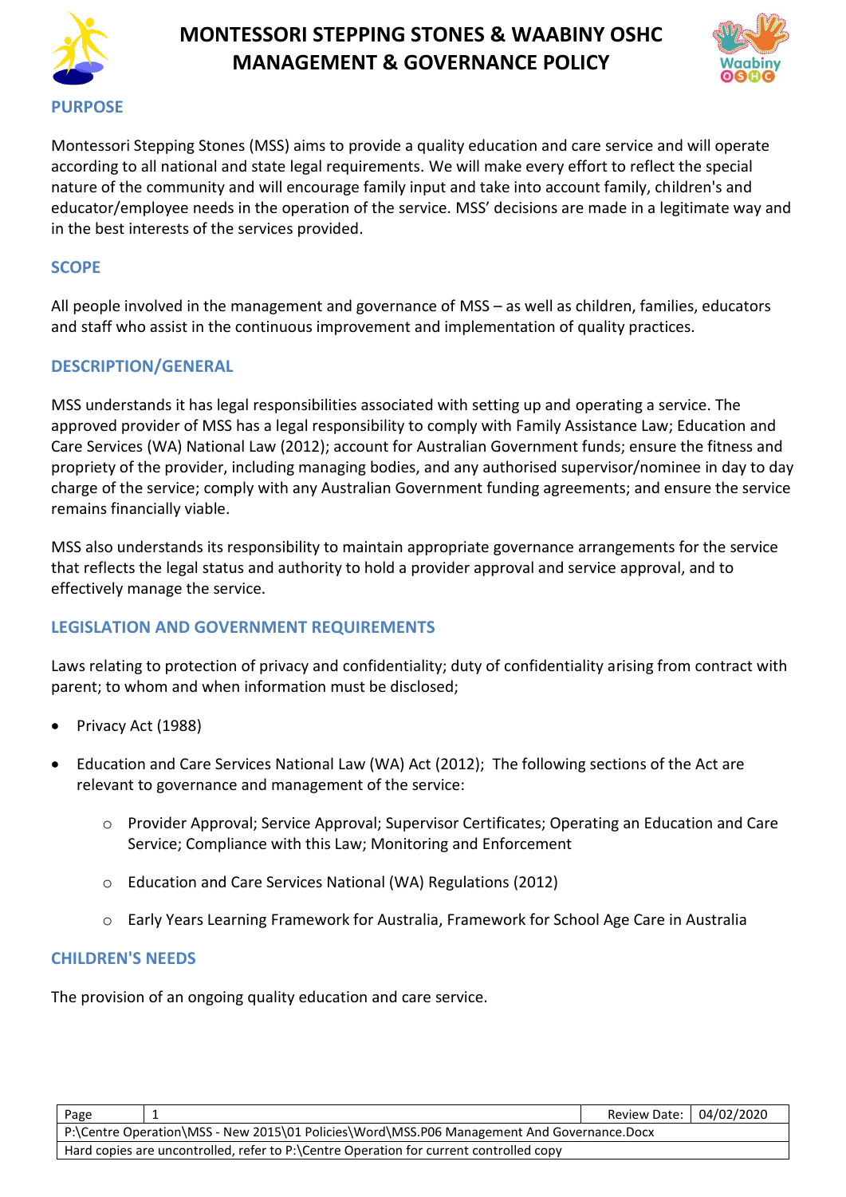# MONTESSORI STEPPING STONES & WAABINY OSHC MANAGEMENT & GOVERNANCE POLICY

## PURPOSE

Montessori Stepping Stones (MSS) aims to provide a quality education and care service and will operate according to all national and state legal requirements. We will make every effort to reflect the special nature of the community and will encourage family input and take into account family, children's and educator/employee needs in the operation of the service. MSS' decisions are made in a legitimate way and in the best interests of the services provided.

## SCOPE

All people involved in the management and governance of MSS – as well as children, families, educators and staff who assist in the continuous improvement and implementation of quality practices.

## DESCRIPTION/GENERAL

MSS understands it has legal responsibilities associated with setting up and operating a service. The approved provider of MSS has a legal responsibility to comply with Family Assistance Law; Education and Care Services (WA) National Law (2012); account for Australian Government funds; ensure the fitness and propriety of the provider, including managing bodies, and any authorised supervisor/nominee in day to day charge of the service; comply with any Australian Government funding agreements; and ensure the service remains financially viable.

MSS also understands its responsibility to maintain appropriate governance arrangements for the service that reflects the legal status and authority to hold a provider approval and service approval, and to effectively manage the service.

## LEGISLATION AND GOVERNMENT REQUIREMENTS

Laws relating to protection of privacy and confidentiality; duty of confidentiality arising from contract with parent; to whom and when information must be disclosed;

- Privacy Act (1988)
- Education and Care Services National Law (WA) Act (2012); The following sections of the Act are relevant to governance and management of the service:
  - Provider Approval; Service Approval; Supervisor Certificates; Operating an Education and Care Service; Compliance with this Law; Monitoring and Enforcement
  - Education and Care Services National (WA) Regulations (2012)
  - Early Years Learning Framework for Australia, Framework for School Age Care in Australia

## CHILDREN'S NEEDS

The provision of an ongoing quality education and care service.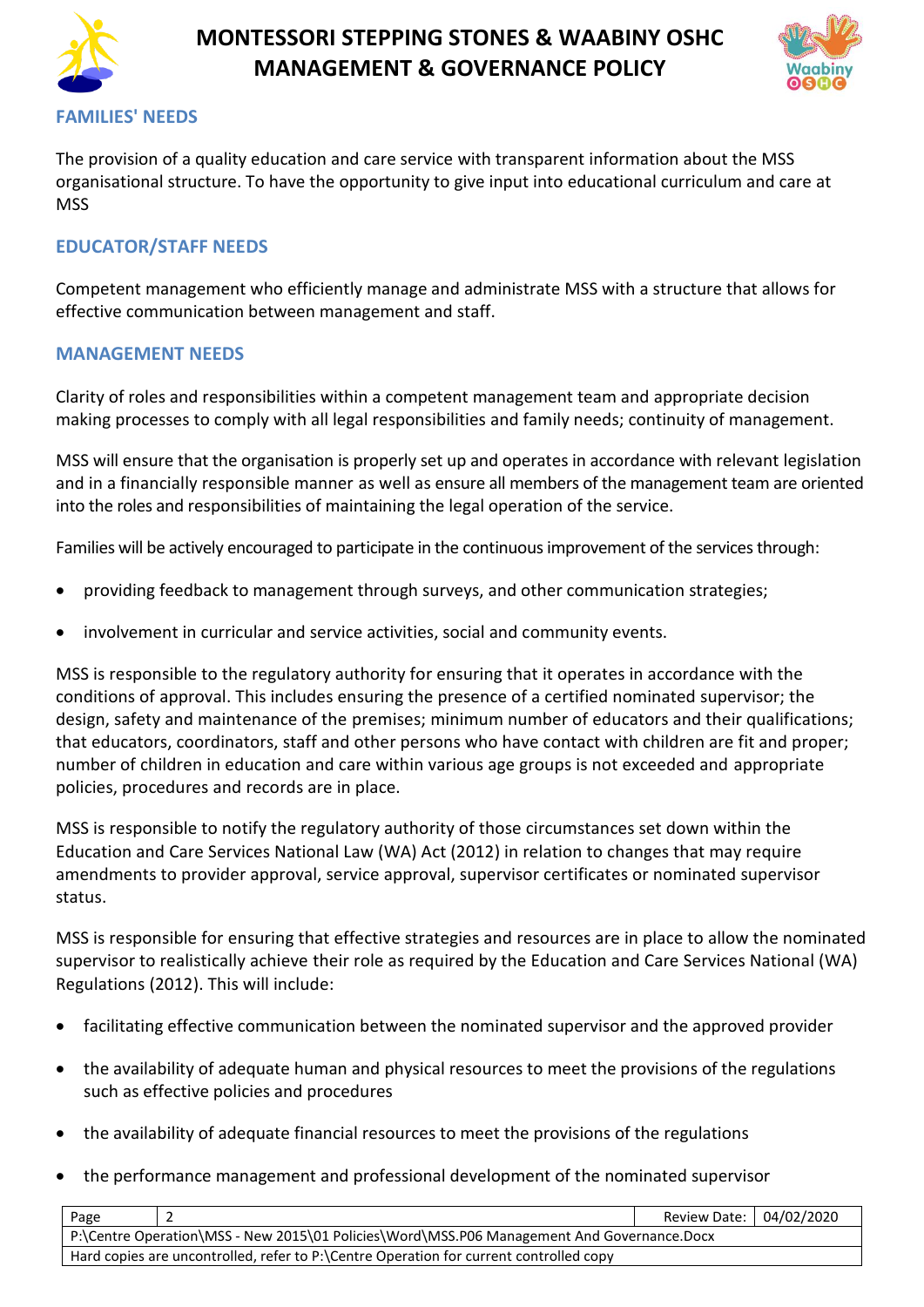## FAMILIES' NEEDS

The provision of a quality education and care service with transparent information about the MSS organisational structure. To have the opportunity to give input into educational curriculum and care at MSS

## EDUCATOR/STAFF NEEDS

Competent management who efficiently manage and administrate MSS with a structure that allows for effective communication between management and staff.

## MANAGEMENT NEEDS

Clarity of roles and responsibilities within a competent management team and appropriate decision making processes to comply with all legal responsibilities and family needs; continuity of management.

MSS will ensure that the organisation is properly set up and operates in accordance with relevant legislation and in a financially responsible manner as well as ensure all members of the management team are oriented into the roles and responsibilities of maintaining the legal operation of the service.

Families will be actively encouraged to participate in the continuous improvement of the services through:

- providing feedback to management through surveys, and other communication strategies;
- involvement in curricular and service activities, social and community events.

MSS is responsible to the regulatory authority for ensuring that it operates in accordance with the conditions of approval. This includes ensuring the presence of a certified nominated supervisor; the design, safety and maintenance of the premises; minimum number of educators and their qualifications; that educators, coordinators, staff and other persons who have contact with children are fit and proper; number of children in education and care within various age groups is not exceeded and appropriate policies, procedures and records are in place.

MSS is responsible to notify the regulatory authority of those circumstances set down within the Education and Care Services National Law (WA) Act (2012) in relation to changes that may require amendments to provider approval, service approval, supervisor certificates or nominated supervisor status.

MSS is responsible for ensuring that effective strategies and resources are in place to allow the nominated supervisor to realistically achieve their role as required by the Education and Care Services National (WA) Regulations (2012). This will include:

- facilitating effective communication between the nominated supervisor and the approved provider
- the availability of adequate human and physical resources to meet the provisions of the regulations such as effective policies and procedures
- the availability of adequate financial resources to meet the provisions of the regulations
- the performance management and professional development of the nominated supervisor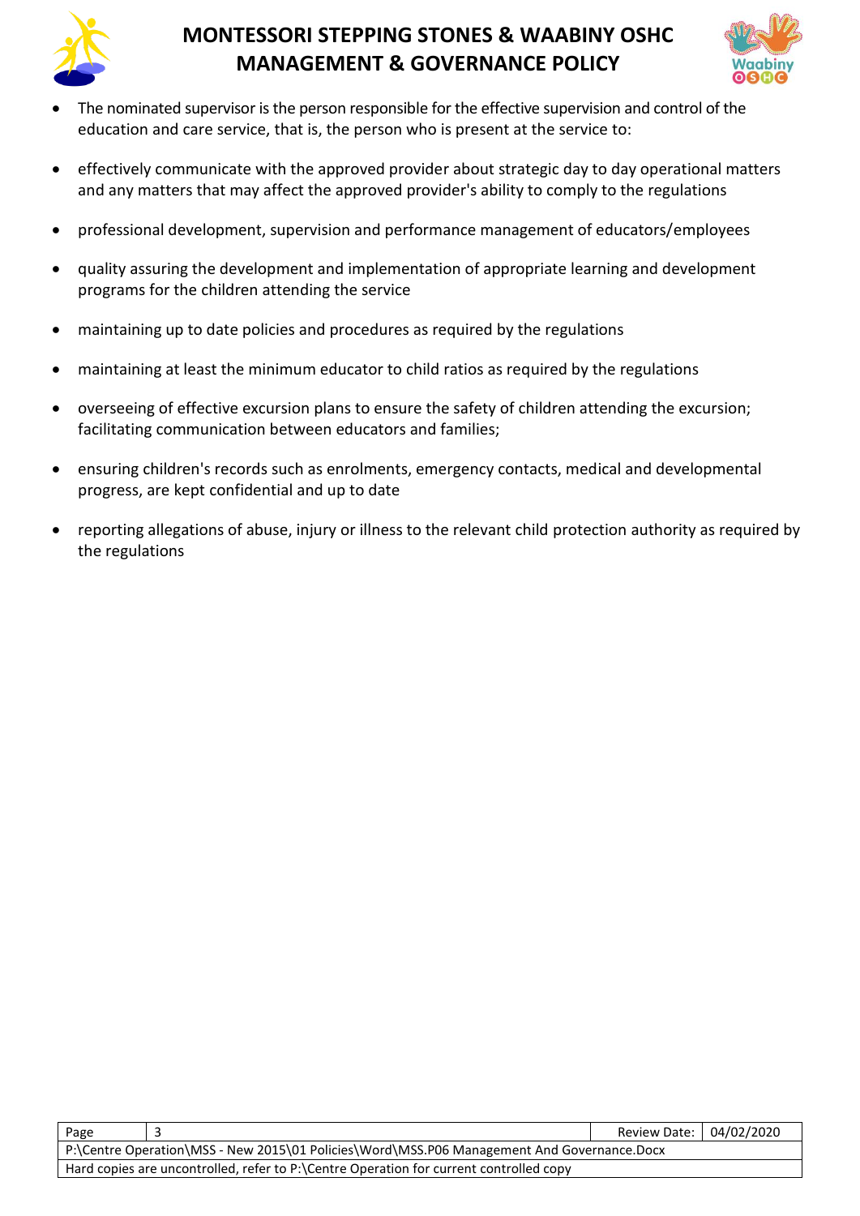- The nominated supervisor is the person responsible for the effective supervision and control of the education and care service, that is, the person who is present at the service to:

- effectively communicate with the approved provider about strategic day to day operational matters and any matters that may affect the approved provider's ability to comply to the regulations

- professional development, supervision and performance management of educators/employees

- quality assuring the development and implementation of appropriate learning and development programs for the children attending the service

- maintaining up to date policies and procedures as required by the regulations

- maintaining at least the minimum educator to child ratios as required by the regulations

- overseeing of effective excursion plans to ensure the safety of children attending the excursion; facilitating communication between educators and families;

- ensuring children's records such as enrolments, emergency contacts, medical and developmental progress, are kept confidential and up to date

- reporting allegations of abuse, injury or illness to the relevant child protection authority as required by the regulations